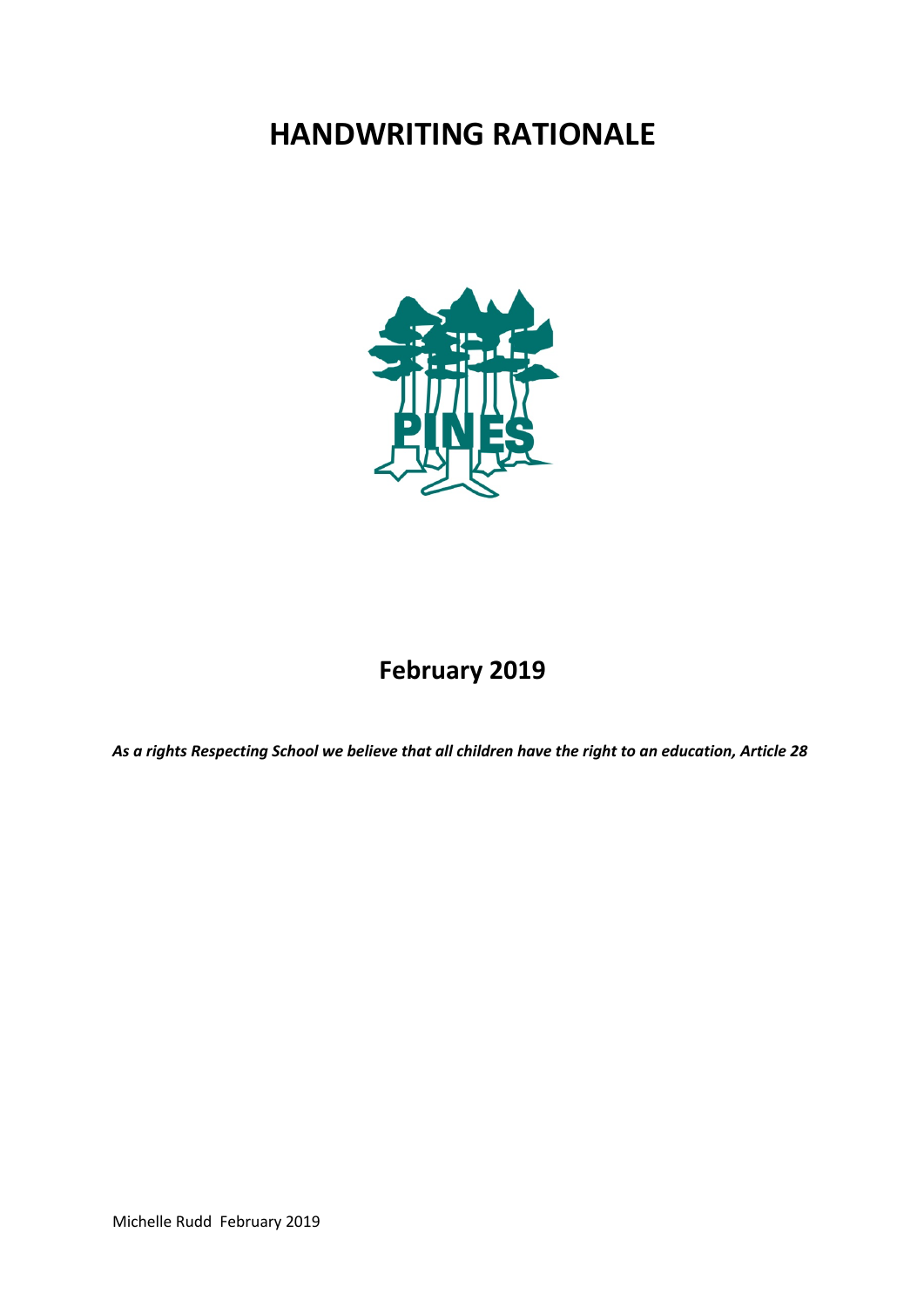# HANDWRITING RATIONALE

## February 2019

***As a rights Respecting School we believe that all children have the right to an education, Article 28***

Michelle Rudd February 2019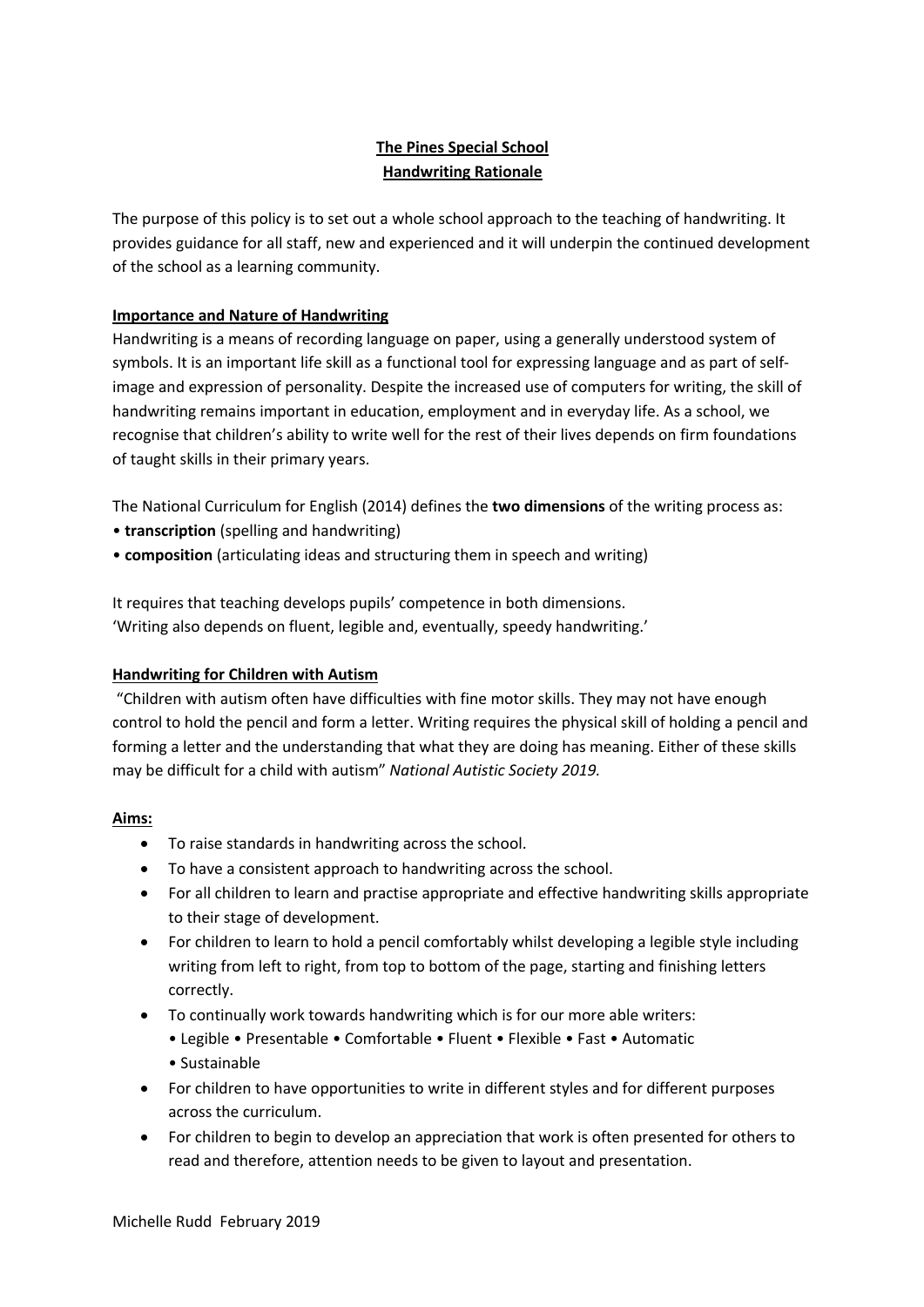**The Pines Special School**
**Handwriting Rationale**

The purpose of this policy is to set out a whole school approach to the teaching of handwriting. It provides guidance for all staff, new and experienced and it will underpin the continued development of the school as a learning community.

**Importance and Nature of Handwriting**

Handwriting is a means of recording language on paper, using a generally understood system of symbols. It is an important life skill as a functional tool for expressing language and as part of self-image and expression of personality. Despite the increased use of computers for writing, the skill of handwriting remains important in education, employment and in everyday life. As a school, we recognise that children's ability to write well for the rest of their lives depends on firm foundations of taught skills in their primary years.

The National Curriculum for English (2014) defines the **two dimensions** of the writing process as:

- **transcription** (spelling and handwriting)
- **composition** (articulating ideas and structuring them in speech and writing)

It requires that teaching develops pupils' competence in both dimensions.
'Writing also depends on fluent, legible and, eventually, speedy handwriting.'

**Handwriting for Children with Autism**

"Children with autism often have difficulties with fine motor skills. They may not have enough control to hold the pencil and form a letter. Writing requires the physical skill of holding a pencil and forming a letter and the understanding that what they are doing has meaning. Either of these skills may be difficult for a child with autism" *National Autistic Society 2019.*

**Aims:**

- To raise standards in handwriting across the school.
- To have a consistent approach to handwriting across the school.
- For all children to learn and practise appropriate and effective handwriting skills appropriate to their stage of development.
- For children to learn to hold a pencil comfortably whilst developing a legible style including writing from left to right, from top to bottom of the page, starting and finishing letters correctly.
- To continually work towards handwriting which is for our more able writers:
  • Legible • Presentable • Comfortable • Fluent • Flexible • Fast • Automatic
  • Sustainable
- For children to have opportunities to write in different styles and for different purposes across the curriculum.
- For children to begin to develop an appreciation that work is often presented for others to read and therefore, attention needs to be given to layout and presentation.

Michelle Rudd February 2019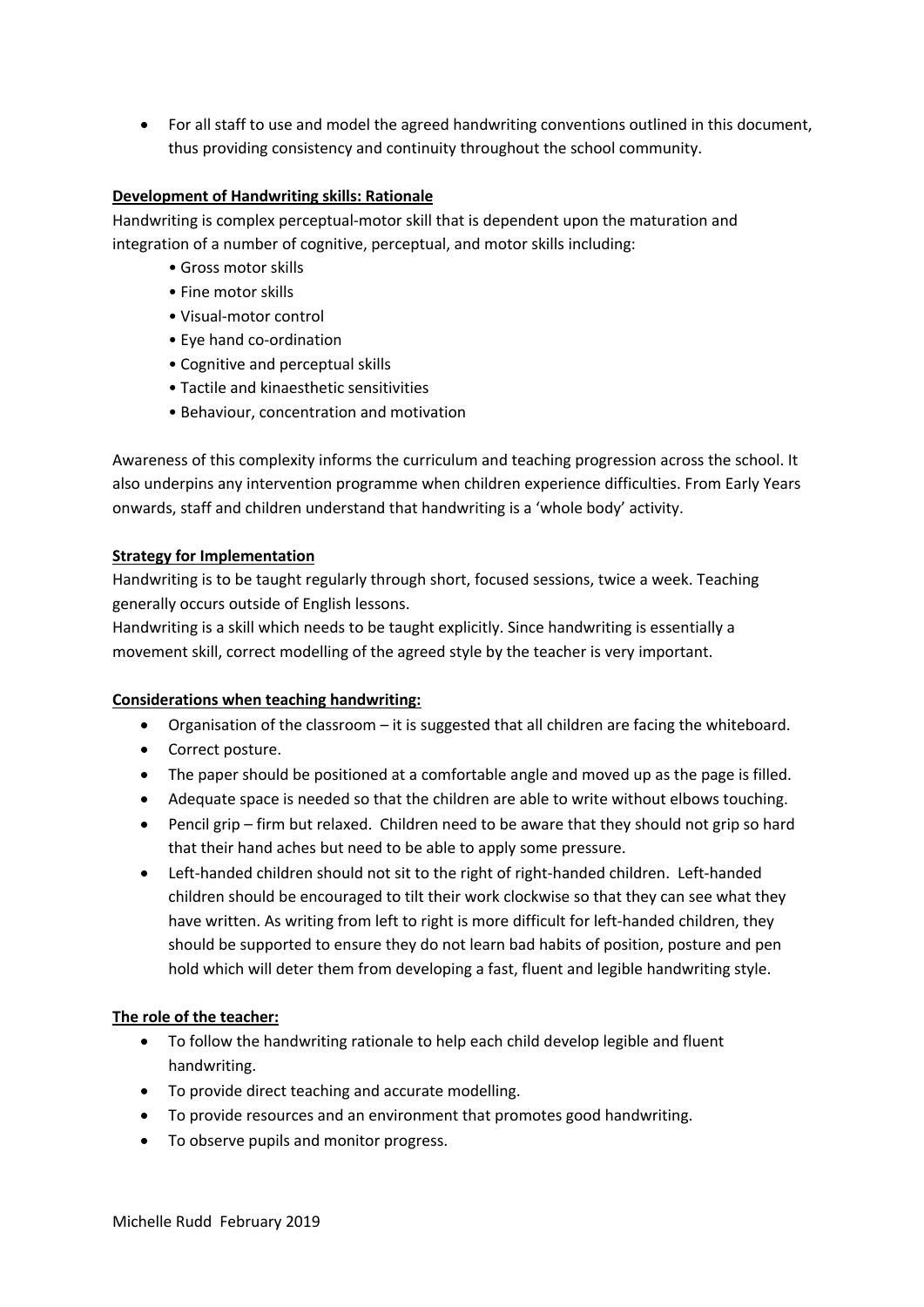- For all staff to use and model the agreed handwriting conventions outlined in this document, thus providing consistency and continuity throughout the school community.

**Development of Handwriting skills: Rationale**

Handwriting is complex perceptual-motor skill that is dependent upon the maturation and integration of a number of cognitive, perceptual, and motor skills including:

- Gross motor skills
- Fine motor skills
- Visual-motor control
- Eye hand co-ordination
- Cognitive and perceptual skills
- Tactile and kinaesthetic sensitivities
- Behaviour, concentration and motivation

Awareness of this complexity informs the curriculum and teaching progression across the school. It also underpins any intervention programme when children experience difficulties. From Early Years onwards, staff and children understand that handwriting is a 'whole body' activity.

**Strategy for Implementation**

Handwriting is to be taught regularly through short, focused sessions, twice a week. Teaching generally occurs outside of English lessons.

Handwriting is a skill which needs to be taught explicitly. Since handwriting is essentially a movement skill, correct modelling of the agreed style by the teacher is very important.

**Considerations when teaching handwriting:**

- Organisation of the classroom – it is suggested that all children are facing the whiteboard.
- Correct posture.
- The paper should be positioned at a comfortable angle and moved up as the page is filled.
- Adequate space is needed so that the children are able to write without elbows touching.
- Pencil grip – firm but relaxed. Children need to be aware that they should not grip so hard that their hand aches but need to be able to apply some pressure.
- Left-handed children should not sit to the right of right-handed children. Left-handed children should be encouraged to tilt their work clockwise so that they can see what they have written. As writing from left to right is more difficult for left-handed children, they should be supported to ensure they do not learn bad habits of position, posture and pen hold which will deter them from developing a fast, fluent and legible handwriting style.

**The role of the teacher:**

- To follow the handwriting rationale to help each child develop legible and fluent handwriting.
- To provide direct teaching and accurate modelling.
- To provide resources and an environment that promotes good handwriting.
- To observe pupils and monitor progress.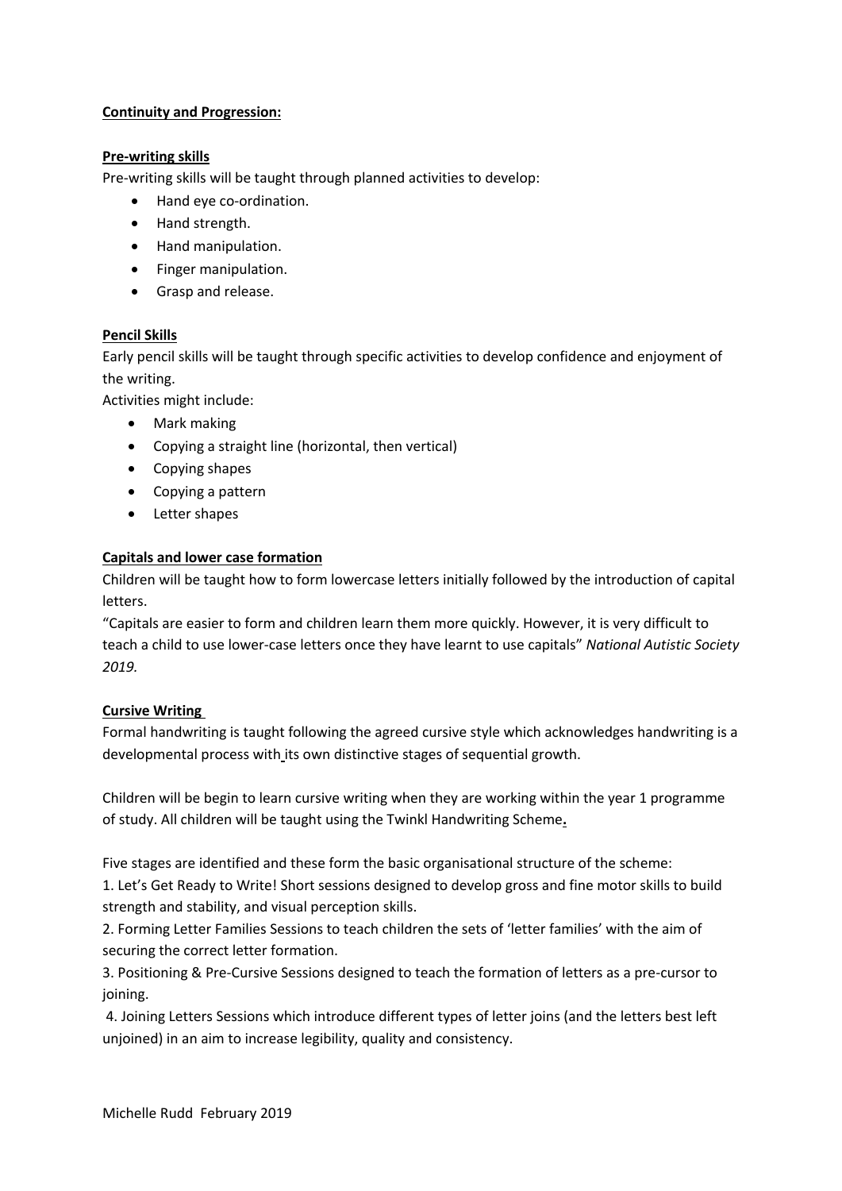**Continuity and Progression:**

**Pre-writing skills**

Pre-writing skills will be taught through planned activities to develop:

- Hand eye co-ordination.
- Hand strength.
- Hand manipulation.
- Finger manipulation.
- Grasp and release.

**Pencil Skills**

Early pencil skills will be taught through specific activities to develop confidence and enjoyment of the writing.

Activities might include:

- Mark making
- Copying a straight line (horizontal, then vertical)
- Copying shapes
- Copying a pattern
- Letter shapes

**Capitals and lower case formation**

Children will be taught how to form lowercase letters initially followed by the introduction of capital letters.

"Capitals are easier to form and children learn them more quickly. However, it is very difficult to teach a child to use lower-case letters once they have learnt to use capitals" *National Autistic Society 2019.*

**Cursive Writing**

Formal handwriting is taught following the agreed cursive style which acknowledges handwriting is a developmental process with its own distinctive stages of sequential growth.

Children will be begin to learn cursive writing when they are working within the year 1 programme of study. All children will be taught using the Twinkl Handwriting Scheme**.**

Five stages are identified and these form the basic organisational structure of the scheme:

1. Let's Get Ready to Write! Short sessions designed to develop gross and fine motor skills to build strength and stability, and visual perception skills.
2. Forming Letter Families Sessions to teach children the sets of 'letter families' with the aim of securing the correct letter formation.
3. Positioning & Pre-Cursive Sessions designed to teach the formation of letters as a pre-cursor to joining.
4. Joining Letters Sessions which introduce different types of letter joins (and the letters best left unjoined) in an aim to increase legibility, quality and consistency.

Michelle Rudd February 2019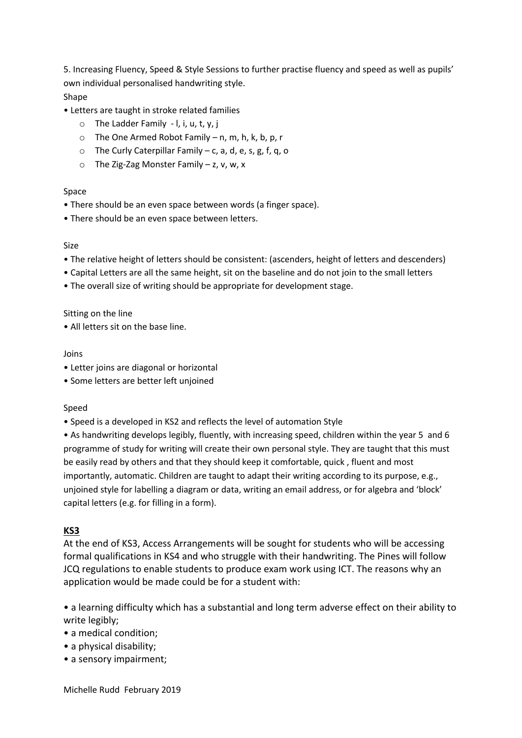5. Increasing Fluency, Speed & Style Sessions to further practise fluency and speed as well as pupils' own individual personalised handwriting style.

Shape

- Letters are taught in stroke related families
    - The Ladder Family - l, i, u, t, y, j
    - The One Armed Robot Family – n, m, h, k, b, p, r
    - The Curly Caterpillar Family – c, a, d, e, s, g, f, q, o
    - The Zig-Zag Monster Family – z, v, w, x

Space

- There should be an even space between words (a finger space).
- There should be an even space between letters.

Size

- The relative height of letters should be consistent: (ascenders, height of letters and descenders)
- Capital Letters are all the same height, sit on the baseline and do not join to the small letters
- The overall size of writing should be appropriate for development stage.

Sitting on the line

- All letters sit on the base line.

Joins

- Letter joins are diagonal or horizontal
- Some letters are better left unjoined

Speed

- Speed is a developed in KS2 and reflects the level of automation Style
- As handwriting develops legibly, fluently, with increasing speed, children within the year 5 and 6 programme of study for writing will create their own personal style. They are taught that this must be easily read by others and that they should keep it comfortable, quick , fluent and most importantly, automatic. Children are taught to adapt their writing according to its purpose, e.g., unjoined style for labelling a diagram or data, writing an email address, or for algebra and 'block' capital letters (e.g. for filling in a form).

## KS3

At the end of KS3, Access Arrangements will be sought for students who will be accessing formal qualifications in KS4 and who struggle with their handwriting. The Pines will follow JCQ regulations to enable students to produce exam work using ICT. The reasons why an application would be made could be for a student with:

- a learning difficulty which has a substantial and long term adverse effect on their ability to write legibly;
- a medical condition;
- a physical disability;
- a sensory impairment;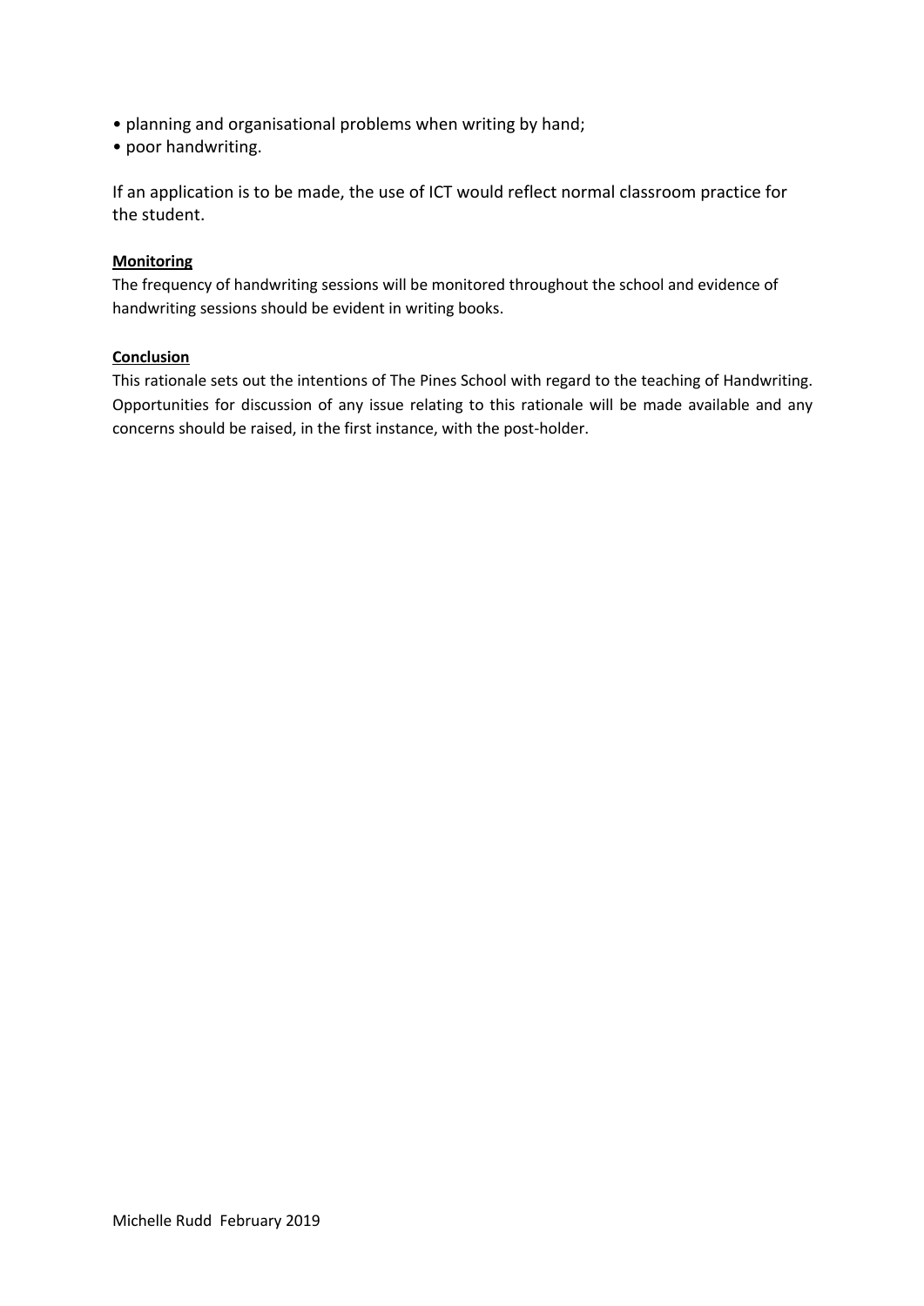- planning and organisational problems when writing by hand;
- poor handwriting.

If an application is to be made, the use of ICT would reflect normal classroom practice for the student.

**Monitoring**

The frequency of handwriting sessions will be monitored throughout the school and evidence of handwriting sessions should be evident in writing books.

**Conclusion**

This rationale sets out the intentions of The Pines School with regard to the teaching of Handwriting. Opportunities for discussion of any issue relating to this rationale will be made available and any concerns should be raised, in the first instance, with the post-holder.

Michelle Rudd February 2019